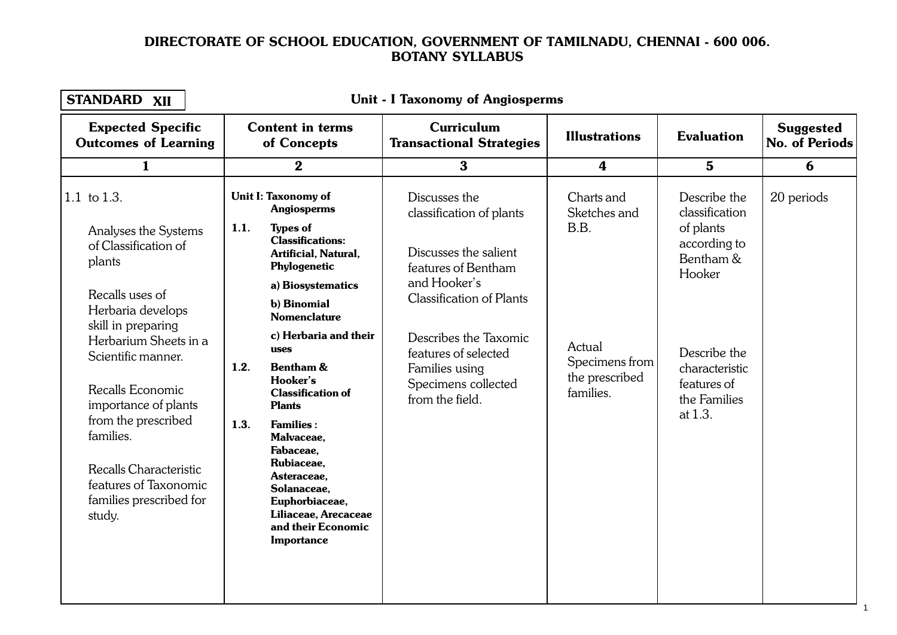# DIRECTORATE OF SCHOOL EDUCATION, GOVERNMENT OF TAMILNADU, CHENNAI - 600 006.

## BOTANY SYLLABUS

**STANDARD XII**

### Unit - I Taxonomy of Angiosperms

| Expected Specific Outcomes of Learning | Content in terms of Concepts | Curriculum Transactional Strategies | Illustrations | Evaluation | Suggested No. of Periods |
|---|---|---|---|---|---|
| 1 | 2 | 3 | 4 | 5 | 6 |
| 1.1 to 1.3.<br><br>Analyses the Systems of Classification of plants<br><br>Recalls uses of Herbaria develops skill in preparing Herbarium Sheets in a Scientific manner.<br><br>Recalls Economic importance of plants from the prescribed families.<br><br>Recalls Characteristic features of Taxonomic families prescribed for study. | **Unit I: Taxonomy of Angiosperms**<br><br>**1.1. Types of Classifications: Artificial, Natural, Phylogenetic**<br>**a) Biosystematics**<br>**b) Binomial Nomenclature**<br>**c) Herbaria and their uses**<br><br>**1.2. Bentham & Hooker's Classification of Plants**<br><br>**1.3. Families : Malvaceae, Fabaceae, Rubiaceae, Asteraceae, Solanaceae, Euphorbiaceae, Liliaceae, Arecaceae and their Economic Importance** | Discusses the classification of plants<br><br>Discusses the salient features of Bentham and Hooker's Classification of Plants<br><br>Describes the Taxomic features of selected Families using Specimens collected from the field. | Charts and Sketches and B.B.<br><br>Actual Specimens from the prescribed families. | Describe the classification of plants according to Bentham & Hooker<br><br>Describe the characteristic features of the Families at 1.3. | 20 periods |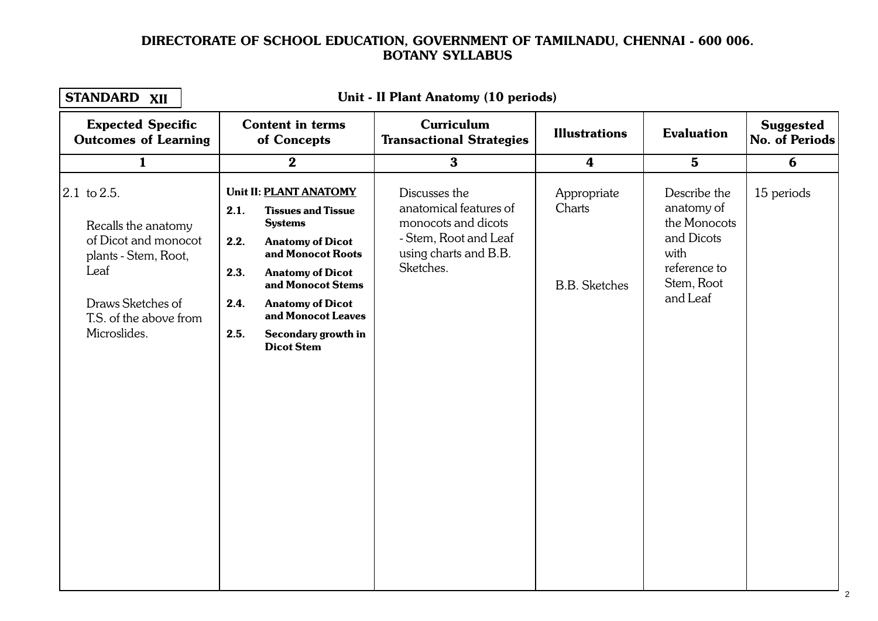# DIRECTORATE OF SCHOOL EDUCATION, GOVERNMENT OF TAMILNADU, CHENNAI - 600 006.
## BOTANY SYLLABUS

**STANDARD XII**

**Unit - II Plant Anatomy (10 periods)**

| Expected Specific Outcomes of Learning | Content in terms of Concepts | Curriculum Transactional Strategies | Illustrations | Evaluation | Suggested No. of Periods |
|---|---|---|---|---|---|
| 1 | 2 | 3 | 4 | 5 | 6 |
| 2.1 to 2.5. Recalls the anatomy of Dicot and monocot plants - Stem, Root, Leaf. Draws Sketches of T.S. of the above from Microslides. | Unit II: **PLANT ANATOMY** **2.1. Tissues and Tissue Systems** **2.2. Anatomy of Dicot and Monocot Roots** **2.3. Anatomy of Dicot and Monocot Stems** **2.4. Anatomy of Dicot and Monocot Leaves** **2.5. Secondary growth in Dicot Stem** | Discusses the anatomical features of monocots and dicots - Stem, Root and Leaf using charts and B.B. Sketches. | Appropriate Charts; B.B. Sketches | Describe the anatomy of the Monocots and Dicots with reference to Stem, Root and Leaf | 15 periods |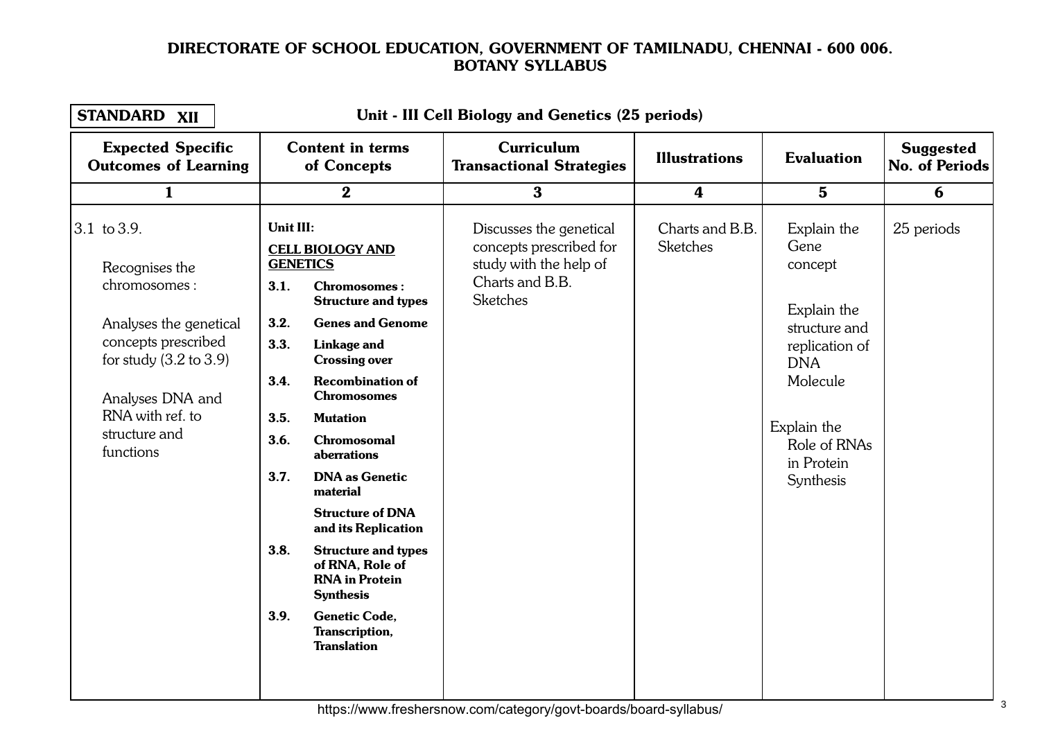**DIRECTORATE OF SCHOOL EDUCATION, GOVERNMENT OF TAMILNADU, CHENNAI - 600 006.**
**BOTANY SYLLABUS**

**STANDARD XII**

## Unit - III Cell Biology and Genetics (25 periods)

| Expected Specific Outcomes of Learning | Content in terms of Concepts | Curriculum Transactional Strategies | Illustrations | Evaluation | Suggested No. of Periods |
|---|---|---|---|---|---|
| 1 | 2 | 3 | 4 | 5 | 6 |
| 3.1 to 3.9.<br><br>Recognises the chromosomes :<br><br>Analyses the genetical concepts prescribed for study (3.2 to 3.9)<br><br>Analyses DNA and RNA with ref. to structure and functions | **Unit III:**<br>**CELL BIOLOGY AND GENETICS**<br>**3.1. Chromosomes : Structure and types**<br>**3.2. Genes and Genome**<br>**3.3. Linkage and Crossing over**<br>**3.4. Recombination of Chromosomes**<br>**3.5. Mutation**<br>**3.6. Chromosomal aberrations**<br>**3.7. DNA as Genetic material**<br>**Structure of DNA and its Replication**<br>**3.8. Structure and types of RNA, Role of RNA in Protein Synthesis**<br>**3.9. Genetic Code, Transcription, Translation** | Discusses the genetical concepts prescribed for study with the help of Charts and B.B. Sketches | Charts and B.B. Sketches | Explain the Gene concept<br><br>Explain the structure and replication of DNA Molecule<br><br>Explain the Role of RNAs in Protein Synthesis | 25 periods |

https://www.freshersnow.com/category/govt-boards/board-syllabus/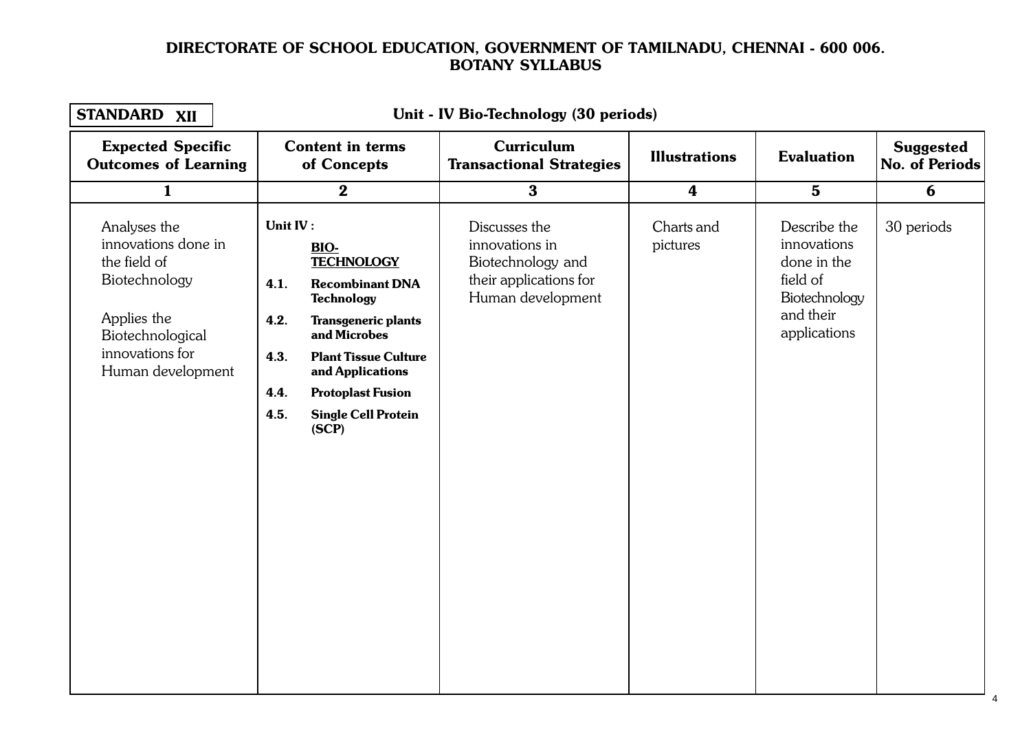**DIRECTORATE OF SCHOOL EDUCATION, GOVERNMENT OF TAMILNADU, CHENNAI - 600 006.**
**BOTANY SYLLABUS**

**STANDARD XII**

**Unit - IV Bio-Technology (30 periods)**

| Expected Specific Outcomes of Learning | Content in terms of Concepts | Curriculum Transactional Strategies | Illustrations | Evaluation | Suggested No. of Periods |
|---|---|---|---|---|---|
| 1 | 2 | 3 | 4 | 5 | 6 |
| Analyses the innovations done in the field of Biotechnology<br><br>Applies the Biotechnological innovations for Human development | **Unit IV :**<br>**BIO-TECHNOLOGY**<br>**4.1. Recombinant DNA Technology**<br>**4.2. Transgeneric plants and Microbes**<br>**4.3. Plant Tissue Culture and Applications**<br>**4.4. Protoplast Fusion**<br>**4.5. Single Cell Protein (SCP)** | Discusses the innovations in Biotechnology and their applications for Human development | Charts and pictures | Describe the innovations done in the field of Biotechnology and their applications | 30 periods |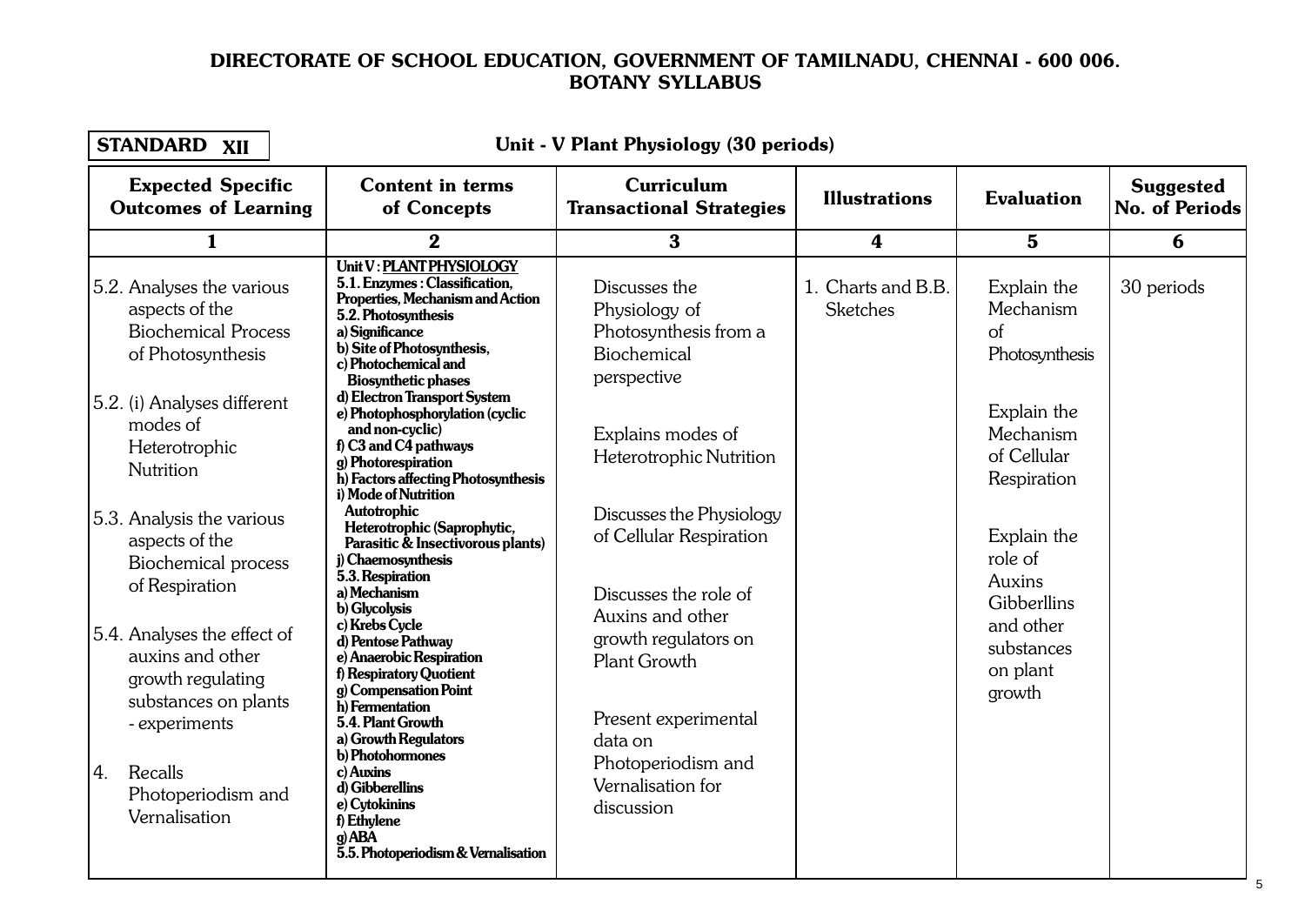# DIRECTORATE OF SCHOOL EDUCATION, GOVERNMENT OF TAMILNADU, CHENNAI - 600 006.
## BOTANY SYLLABUS

**STANDARD XII**

### Unit - V Plant Physiology (30 periods)

| Expected Specific Outcomes of Learning | Content in terms of Concepts | Curriculum Transactional Strategies | Illustrations | Evaluation | Suggested No. of Periods |
|---|---|---|---|---|---|
| 1 | 2 | 3 | 4 | 5 | 6 |
| 5.2. Analyses the various aspects of the Biochemical Process of Photosynthesis<br><br>5.2. (i) Analyses different modes of Heterotrophic Nutrition<br><br>5.3. Analysis the various aspects of the Biochemical process of Respiration<br><br>5.4. Analyses the effect of auxins and other growth regulating substances on plants - experiments<br><br>4. Recalls Photoperiodism and Vernalisation | **Unit V : PLANT PHYSIOLOGY**<br>**5.1. Enzymes : Classification, Properties, Mechanism and Action**<br>**5.2. Photosynthesis**<br>**a) Significance**<br>**b) Site of Photosynthesis,**<br>**c) Photochemical and Biosynthetic phases**<br>**d) Electron Transport System**<br>**e) Photophosphorylation (cyclic and non-cyclic)**<br>**f) C3 and C4 pathways**<br>**g) Photorespiration**<br>**h) Factors affecting Photosynthesis**<br>**i) Mode of Nutrition**<br>**Autotrophic**<br>**Heterotrophic (Saprophytic, Parasitic & Insectivorous plants)**<br>**j) Chaemosynthesis**<br>**5.3. Respiration**<br>**a) Mechanism**<br>**b) Glycolysis**<br>**c) Krebs Cycle**<br>**d) Pentose Pathway**<br>**e) Anaerobic Respiration**<br>**f) Respiratory Quotient**<br>**g) Compensation Point**<br>**h) Fermentation**<br>**5.4. Plant Growth**<br>**a) Growth Regulators**<br>**b) Photohormones**<br>**c) Auxins**<br>**d) Gibberellins**<br>**e) Cytokinins**<br>**f) Ethylene**<br>**g) ABA**<br>**5.5. Photoperiodism & Vernalisation** | Discusses the Physiology of Photosynthesis from a Biochemical perspective<br><br>Explains modes of Heterotrophic Nutrition<br><br>Discusses the Physiology of Cellular Respiration<br><br>Discusses the role of Auxins and other growth regulators on Plant Growth<br><br>Present experimental data on Photoperiodism and Vernalisation for discussion | 1. Charts and B.B. Sketches | Explain the Mechanism of Photosynthesis<br><br>Explain the Mechanism of Cellular Respiration<br><br>Explain the role of Auxins Gibberllins and other substances on plant growth | 30 periods |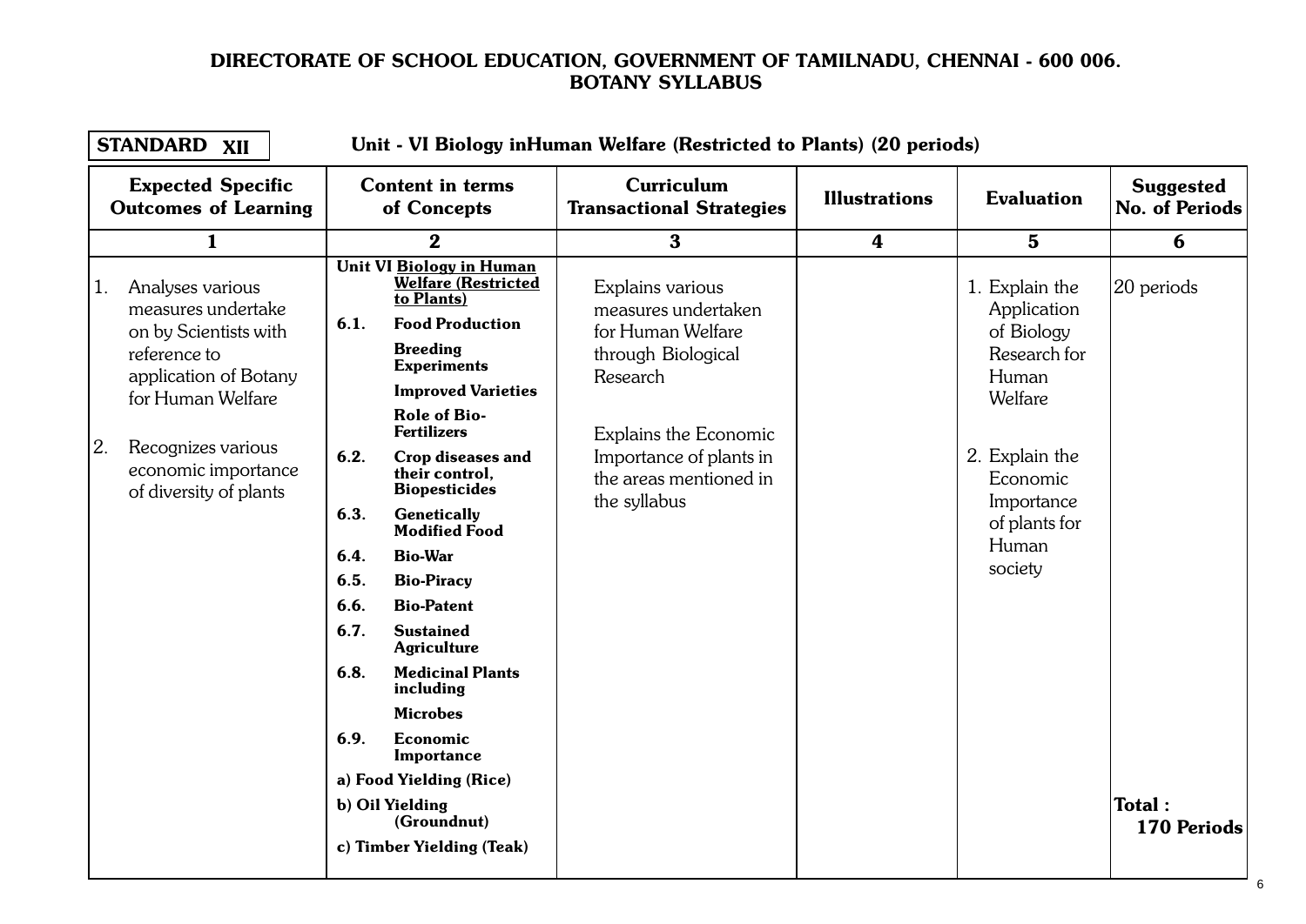**DIRECTORATE OF SCHOOL EDUCATION, GOVERNMENT OF TAMILNADU, CHENNAI - 600 006.**
**BOTANY SYLLABUS**

**STANDARD XII**

**Unit - VI Biology inHuman Welfare (Restricted to Plants) (20 periods)**

| Expected Specific Outcomes of Learning | Content in terms of Concepts | Curriculum Transactional Strategies | Illustrations | Evaluation | Suggested No. of Periods |
|---|---|---|---|---|---|
| 1 | 2 | 3 | 4 | 5 | 6 |
| 1. Analyses various measures undertake on by Scientists with reference to application of Botany for Human Welfare<br><br>2. Recognizes various economic importance of diversity of plants | **Unit VI Biology in Human Welfare (Restricted to Plants)**<br>**6.1. Food Production**<br>**Breeding Experiments**<br>**Improved Varieties**<br>**Role of Bio-Fertilizers**<br>**6.2. Crop diseases and their control, Biopesticides**<br>**6.3. Genetically Modified Food**<br>**6.4. Bio-War**<br>**6.5. Bio-Piracy**<br>**6.6. Bio-Patent**<br>**6.7. Sustained Agriculture**<br>**6.8. Medicinal Plants including**<br>**Microbes**<br>**6.9. Economic Importance**<br>**a) Food Yielding (Rice)**<br>**b) Oil Yielding (Groundnut)**<br>**c) Timber Yielding (Teak)** | Explains various measures undertaken for Human Welfare through Biological Research<br><br>Explains the Economic Importance of plants in the areas mentioned in the syllabus | | 1. Explain the Application of Biology Research for Human Welfare<br><br>2. Explain the Economic Importance of plants for Human society | 20 periods<br><br>**Total : 170 Periods** |